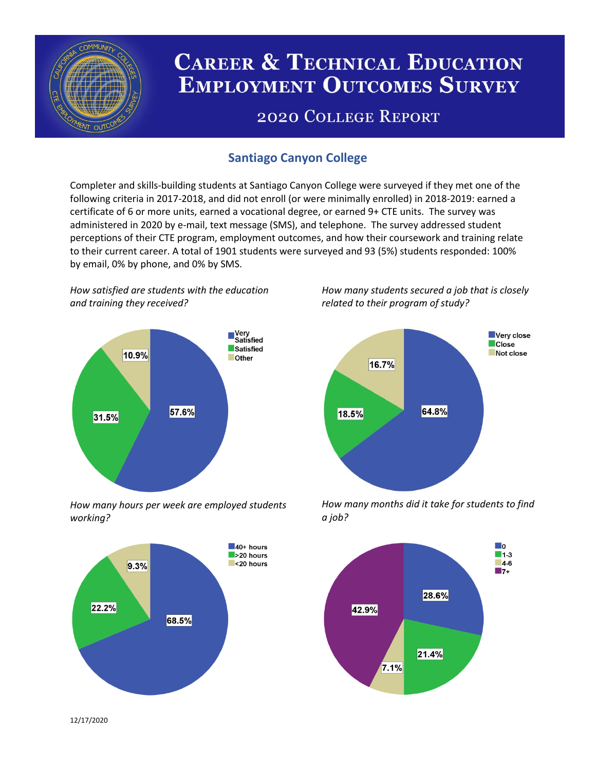# Career & Technical Education Employment Outcomes Survey

## 2020 College Report

### Santiago Canyon College

Completer and skills-building students at Santiago Canyon College were surveyed if they met one of the following criteria in 2017-2018, and did not enroll (or were minimally enrolled) in 2018-2019: earned a certificate of 6 or more units, earned a vocational degree, or earned 9+ CTE units. The survey was administered in 2020 by e-mail, text message (SMS), and telephone. The survey addressed student perceptions of their CTE program, employment outcomes, and how their coursework and training relate to their current career. A total of 1901 students were surveyed and 93 (5%) students responded: 100% by email, 0% by phone, and 0% by SMS.

*How satisfied are students with the education and training they received?*

| Response | Percent |
| --- | --- |
| Very Satisfied | 57.6% |
| Satisfied | 31.5% |
| Other | 10.9% |

*How many students secured a job that is closely related to their program of study?*

| Response | Percent |
| --- | --- |
| Very close | 64.8% |
| Close | 18.5% |
| Not close | 16.7% |

*How many hours per week are employed students working?*

| Response | Percent |
| --- | --- |
| 40+ hours | 68.5% |
| >20 hours | 22.2% |
| <20 hours | 9.3% |

*How many months did it take for students to find a job?*

| Response | Percent |
| --- | --- |
| 0 | 28.6% |
| 1-3 | 21.4% |
| 4-6 | 7.1% |
| 7+ | 42.9% |

12/17/2020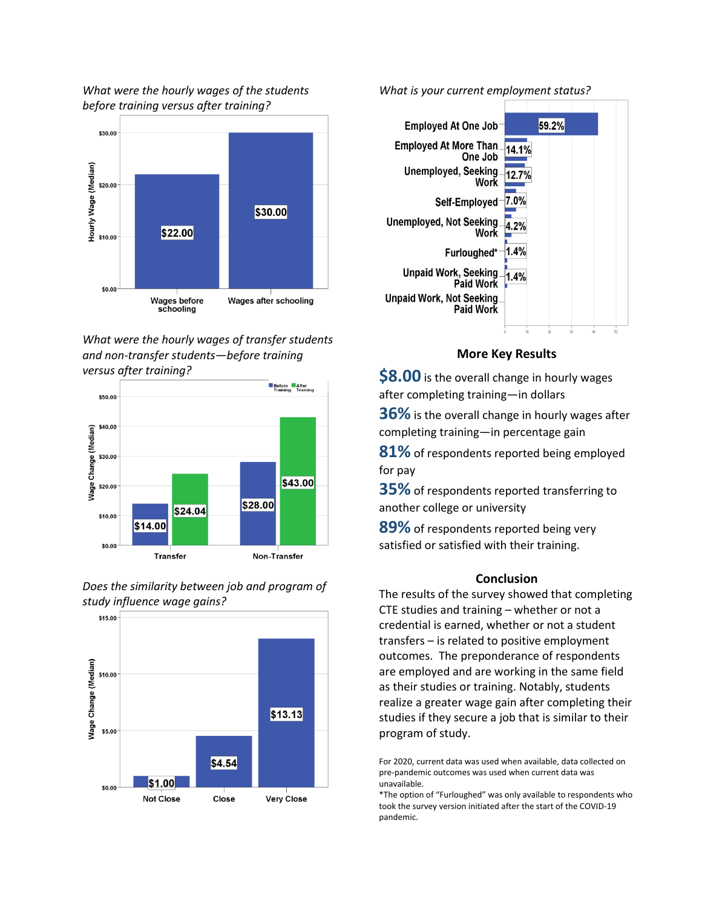*What were the hourly wages of the students before training versus after training?*

Hourly Wage (Median)

$30.00
$20.00
$10.00
$0.00

$22.00
$30.00

Wages before schooling
Wages after schooling

*What were the hourly wages of transfer students and non-transfer students—before training versus after training?*

Before Training
After Training

Wage Change (Median)

$50.00
$40.00
$30.00
$20.00
$10.00
$0.00

$14.00
$24.04
$28.00
$43.00

Transfer
Non-Transfer

*Does the similarity between job and program of study influence wage gains?*

Wage Change (Median)

$15.00
$10.00
$5.00
$0.00

$1.00
$4.54
$13.13

Not Close
Close
Very Close

*What is your current employment status?*

Employed At One Job 59.2%
Employed At More Than One Job 14.1%
Unemployed, Seeking Work 12.7%
Self-Employed 7.0%
Unemployed, Not Seeking Work 4.2%
Furloughed* 1.4%
Unpaid Work, Seeking Paid Work 1.4%
Unpaid Work, Not Seeking Paid Work

0 10 20 30 40 50

## More Key Results

**$8.00** is the overall change in hourly wages after completing training—in dollars

**36%** is the overall change in hourly wages after completing training—in percentage gain

**81%** of respondents reported being employed for pay

**35%** of respondents reported transferring to another college or university

**89%** of respondents reported being very satisfied or satisfied with their training.

## Conclusion

The results of the survey showed that completing CTE studies and training – whether or not a credential is earned, whether or not a student transfers – is related to positive employment outcomes. The preponderance of respondents are employed and are working in the same field as their studies or training. Notably, students realize a greater wage gain after completing their studies if they secure a job that is similar to their program of study.

For 2020, current data was used when available, data collected on pre-pandemic outcomes was used when current data was unavailable.
*The option of "Furloughed" was only available to respondents who took the survey version initiated after the start of the COVID-19 pandemic.